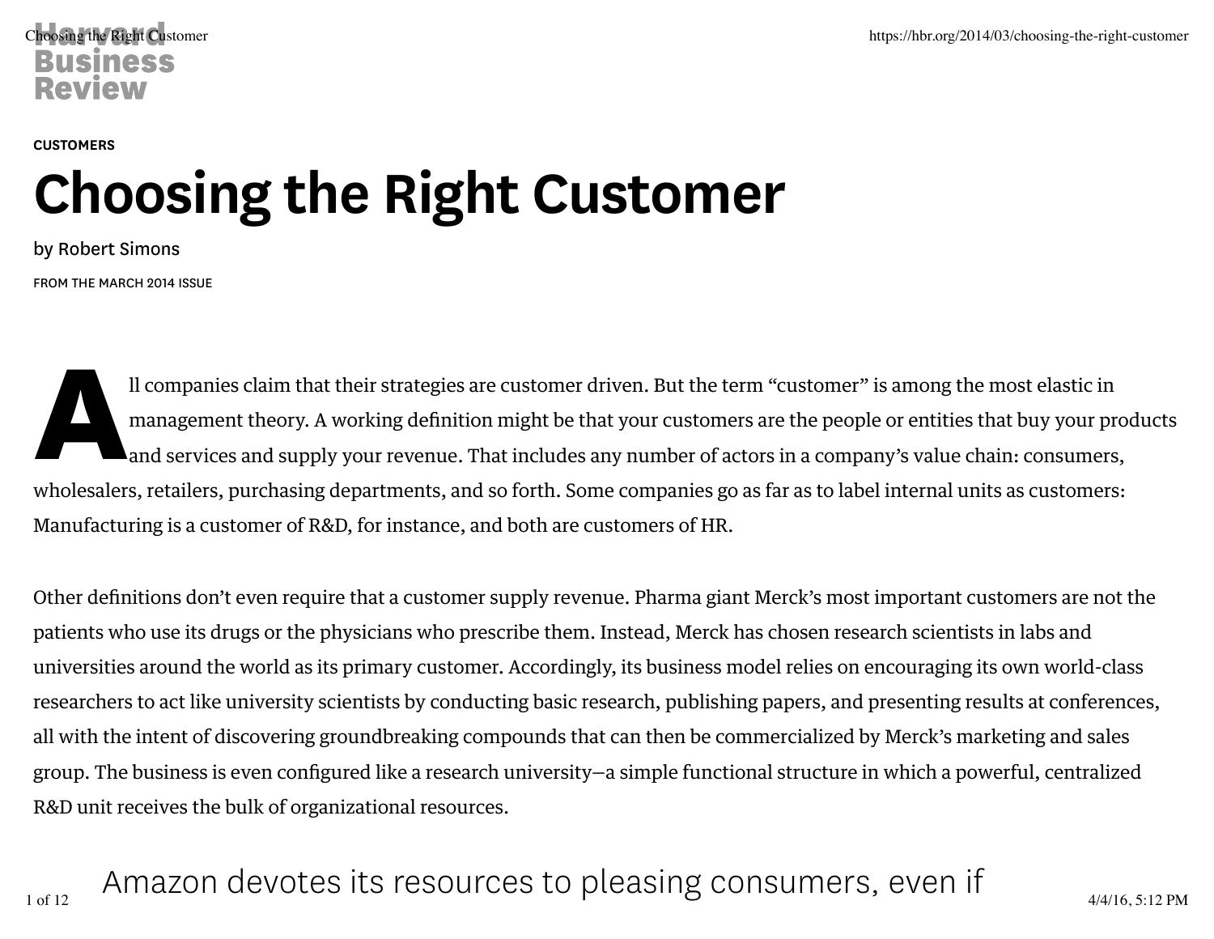CUSTOMERS

# Choosing the Right Customer

by Robert Simons

FROM THE MARCH 2014 ISSUE

All companies claim that their strategies are customer driven. But the term "customer" is among the most elastic in management theory. A working definition might be that your customers are the people or entities that buy your products and services and supply your revenue. That includes any number of actors in a company's value chain: consumers, wholesalers, retailers, purchasing departments, and so forth. Some companies go as far as to label internal units as customers: Manufacturing is a customer of R&D, for instance, and both are customers of HR.

Other definitions don't even require that a customer supply revenue. Pharma giant Merck's most important customers are not the patients who use its drugs or the physicians who prescribe them. Instead, Merck has chosen research scientists in labs and universities around the world as its primary customer. Accordingly, its business model relies on encouraging its own world-class researchers to act like university scientists by conducting basic research, publishing papers, and presenting results at conferences, all with the intent of discovering groundbreaking compounds that can then be commercialized by Merck's marketing and sales group. The business is even configured like a research university—a simple functional structure in which a powerful, centralized R&D unit receives the bulk of organizational resources.

Amazon devotes its resources to pleasing consumers, even if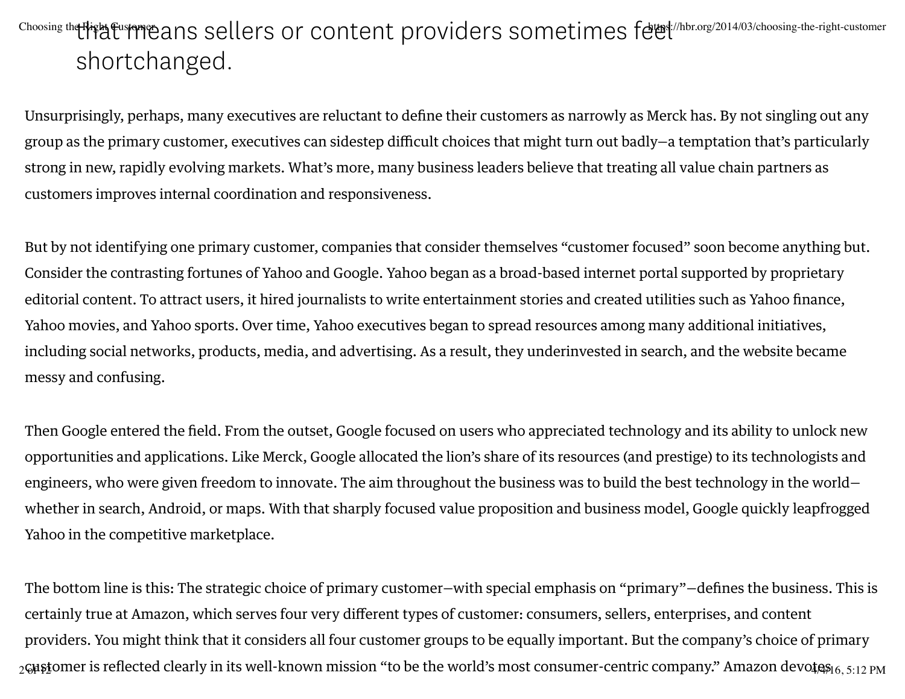that means sellers or content providers sometimes feel shortchanged.

Unsurprisingly, perhaps, many executives are reluctant to define their customers as narrowly as Merck has. By not singling out any group as the primary customer, executives can sidestep difficult choices that might turn out badly—a temptation that's particularly strong in new, rapidly evolving markets. What's more, many business leaders believe that treating all value chain partners as customers improves internal coordination and responsiveness.

But by not identifying one primary customer, companies that consider themselves "customer focused" soon become anything but. Consider the contrasting fortunes of Yahoo and Google. Yahoo began as a broad-based internet portal supported by proprietary editorial content. To attract users, it hired journalists to write entertainment stories and created utilities such as Yahoo finance, Yahoo movies, and Yahoo sports. Over time, Yahoo executives began to spread resources among many additional initiatives, including social networks, products, media, and advertising. As a result, they underinvested in search, and the website became messy and confusing.

Then Google entered the field. From the outset, Google focused on users who appreciated technology and its ability to unlock new opportunities and applications. Like Merck, Google allocated the lion's share of its resources (and prestige) to its technologists and engineers, who were given freedom to innovate. The aim throughout the business was to build the best technology in the world—whether in search, Android, or maps. With that sharply focused value proposition and business model, Google quickly leapfrogged Yahoo in the competitive marketplace.

The bottom line is this: The strategic choice of primary customer—with special emphasis on "primary"—defines the business. This is certainly true at Amazon, which serves four very different types of customer: consumers, sellers, enterprises, and content providers. You might think that it considers all four customer groups to be equally important. But the company's choice of primary customer is reflected clearly in its well-known mission "to be the world's most consumer-centric company." Amazon devotes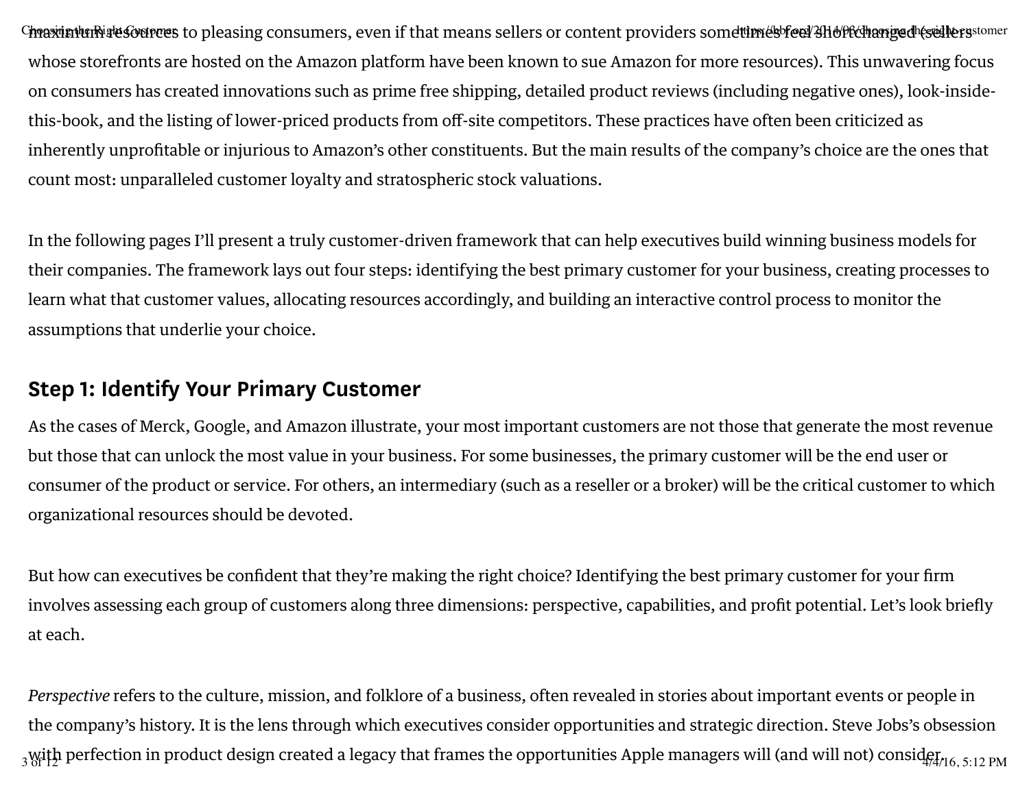maximum resources to pleasing consumers, even if that means sellers or content providers sometimes feel shortchanged (sellers whose storefronts are hosted on the Amazon platform have been known to sue Amazon for more resources). This unwavering focus on consumers has created innovations such as prime free shipping, detailed product reviews (including negative ones), look-inside-this-book, and the listing of lower-priced products from off-site competitors. These practices have often been criticized as inherently unprofitable or injurious to Amazon's other constituents. But the main results of the company's choice are the ones that count most: unparalleled customer loyalty and stratospheric stock valuations.

In the following pages I'll present a truly customer-driven framework that can help executives build winning business models for their companies. The framework lays out four steps: identifying the best primary customer for your business, creating processes to learn what that customer values, allocating resources accordingly, and building an interactive control process to monitor the assumptions that underlie your choice.

## Step 1: Identify Your Primary Customer

As the cases of Merck, Google, and Amazon illustrate, your most important customers are not those that generate the most revenue but those that can unlock the most value in your business. For some businesses, the primary customer will be the end user or consumer of the product or service. For others, an intermediary (such as a reseller or a broker) will be the critical customer to which organizational resources should be devoted.

But how can executives be confident that they're making the right choice? Identifying the best primary customer for your firm involves assessing each group of customers along three dimensions: perspective, capabilities, and profit potential. Let's look briefly at each.

*Perspective* refers to the culture, mission, and folklore of a business, often revealed in stories about important events or people in the company's history. It is the lens through which executives consider opportunities and strategic direction. Steve Jobs's obsession with perfection in product design created a legacy that frames the opportunities Apple managers will (and will not) consider.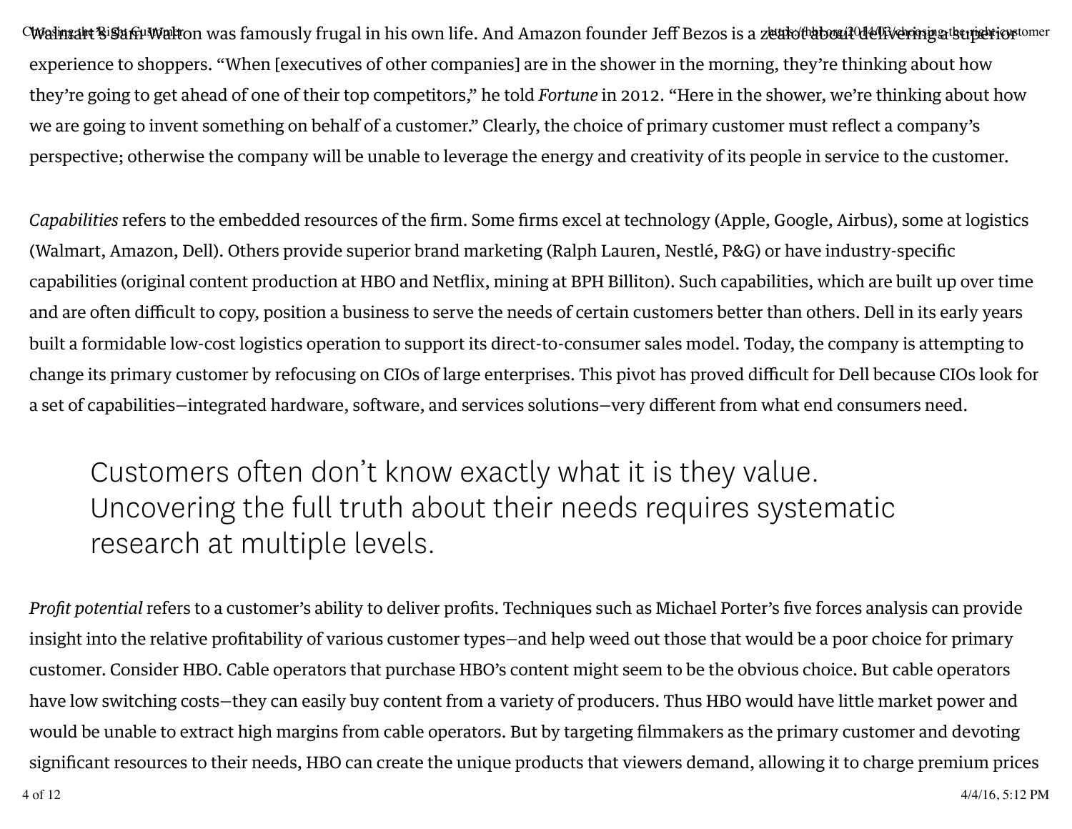Walmart's Sam Walton was famously frugal in his own life. And Amazon founder Jeff Bezos is a zealot about delivering a superior experience to shoppers. "When [executives of other companies] are in the shower in the morning, they're thinking about how they're going to get ahead of one of their top competitors," he told *Fortune* in 2012. "Here in the shower, we're thinking about how we are going to invent something on behalf of a customer." Clearly, the choice of primary customer must reflect a company's perspective; otherwise the company will be unable to leverage the energy and creativity of its people in service to the customer.

*Capabilities* refers to the embedded resources of the firm. Some firms excel at technology (Apple, Google, Airbus), some at logistics (Walmart, Amazon, Dell). Others provide superior brand marketing (Ralph Lauren, Nestlé, P&G) or have industry-specific capabilities (original content production at HBO and Netflix, mining at BPH Billiton). Such capabilities, which are built up over time and are often difficult to copy, position a business to serve the needs of certain customers better than others. Dell in its early years built a formidable low-cost logistics operation to support its direct-to-consumer sales model. Today, the company is attempting to change its primary customer by refocusing on CIOs of large enterprises. This pivot has proved difficult for Dell because CIOs look for a set of capabilities—integrated hardware, software, and services solutions—very different from what end consumers need.

> Customers often don't know exactly what it is they value. Uncovering the full truth about their needs requires systematic research at multiple levels.

*Profit potential* refers to a customer's ability to deliver profits. Techniques such as Michael Porter's five forces analysis can provide insight into the relative profitability of various customer types—and help weed out those that would be a poor choice for primary customer. Consider HBO. Cable operators that purchase HBO's content might seem to be the obvious choice. But cable operators have low switching costs—they can easily buy content from a variety of producers. Thus HBO would have little market power and would be unable to extract high margins from cable operators. But by targeting filmmakers as the primary customer and devoting significant resources to their needs, HBO can create the unique products that viewers demand, allowing it to charge premium prices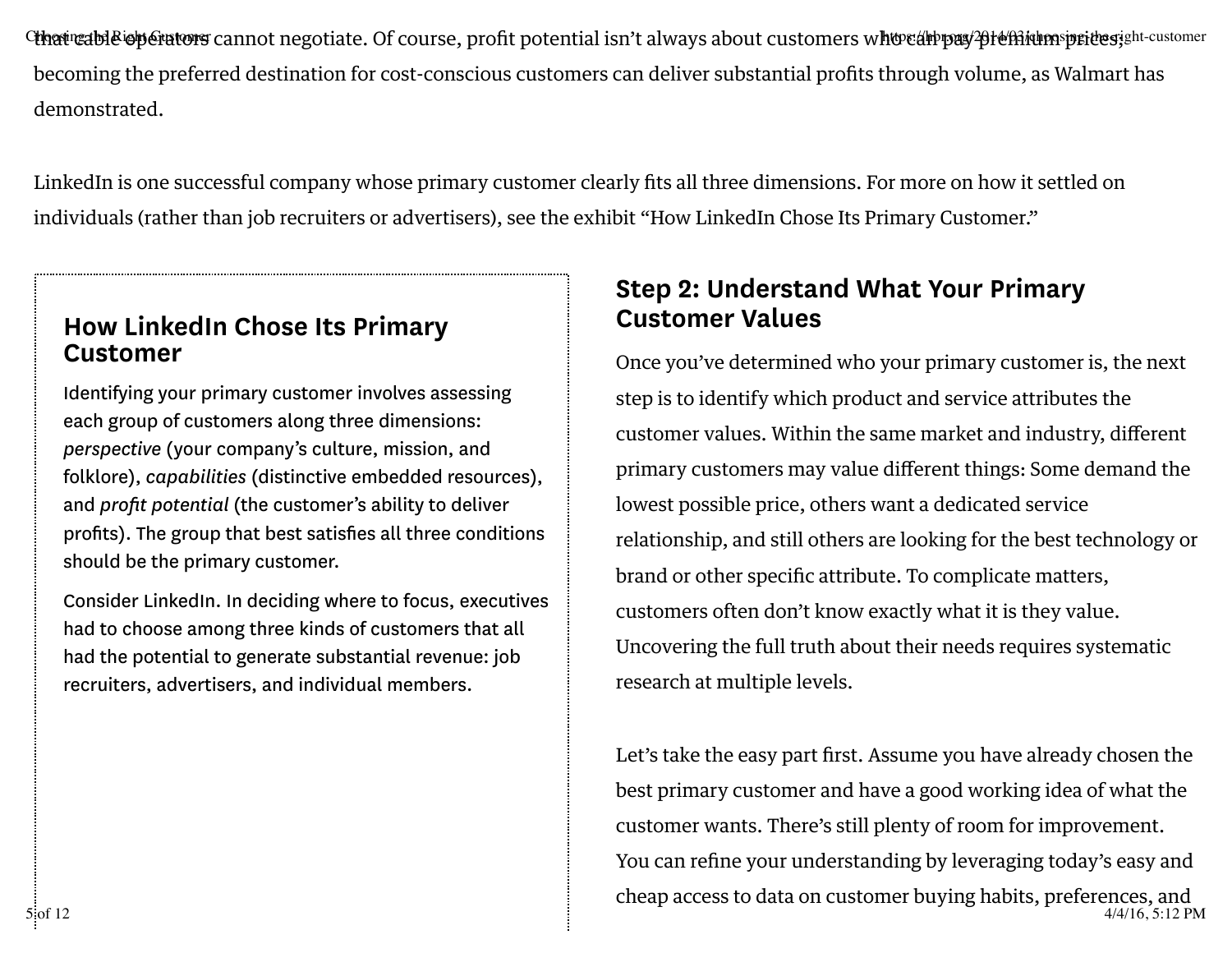that cable operators cannot negotiate. Of course, profit potential isn't always about customers who can pay premium prices; becoming the preferred destination for cost-conscious customers can deliver substantial profits through volume, as Walmart has demonstrated.

LinkedIn is one successful company whose primary customer clearly fits all three dimensions. For more on how it settled on individuals (rather than job recruiters or advertisers), see the exhibit "How LinkedIn Chose Its Primary Customer."

### How LinkedIn Chose Its Primary Customer

Identifying your primary customer involves assessing each group of customers along three dimensions: *perspective* (your company's culture, mission, and folklore), *capabilities* (distinctive embedded resources), and *profit potential* (the customer's ability to deliver profits). The group that best satisfies all three conditions should be the primary customer.

Consider LinkedIn. In deciding where to focus, executives had to choose among three kinds of customers that all had the potential to generate substantial revenue: job recruiters, advertisers, and individual members.

## Step 2: Understand What Your Primary Customer Values

Once you've determined who your primary customer is, the next step is to identify which product and service attributes the customer values. Within the same market and industry, different primary customers may value different things: Some demand the lowest possible price, others want a dedicated service relationship, and still others are looking for the best technology or brand or other specific attribute. To complicate matters, customers often don't know exactly what it is they value. Uncovering the full truth about their needs requires systematic research at multiple levels.

Let's take the easy part first. Assume you have already chosen the best primary customer and have a good working idea of what the customer wants. There's still plenty of room for improvement. You can refine your understanding by leveraging today's easy and cheap access to data on customer buying habits, preferences, and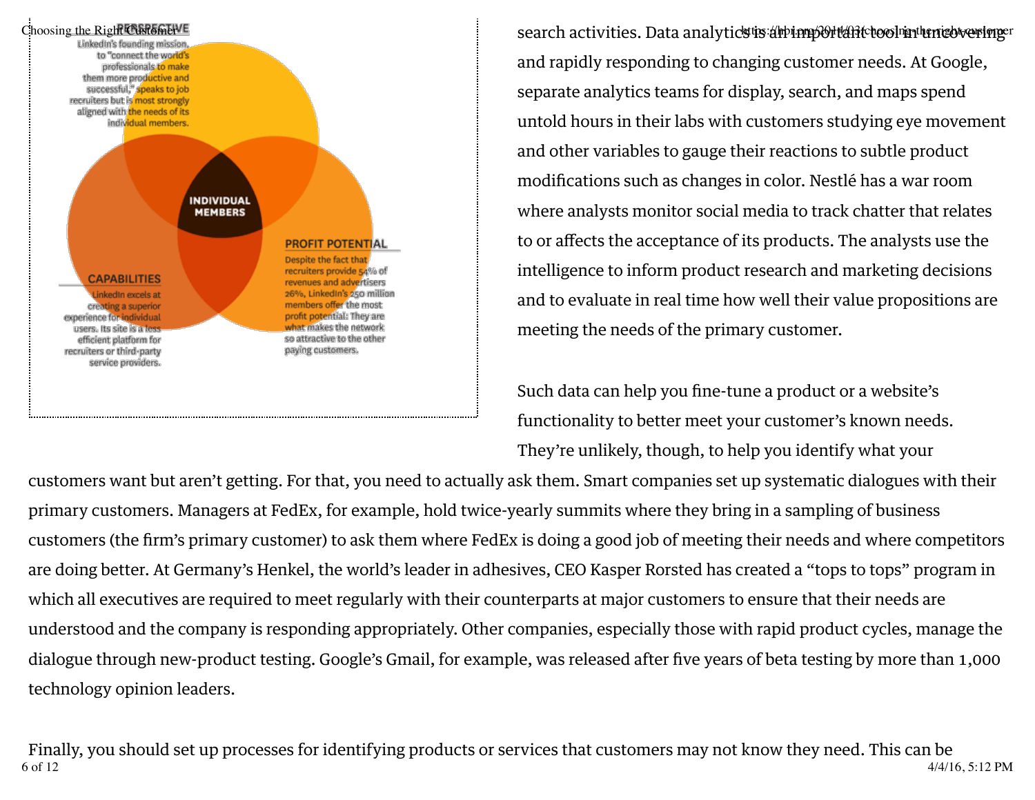PERSPECTIVE

LinkedIn's founding mission, to "connect the world's professionals to make them more productive and successful," speaks to job recruiters but is most strongly aligned with the needs of its individual members.

INDIVIDUAL MEMBERS

PROFIT POTENTIAL

Despite the fact that recruiters provide 54% of revenues and advertisers 26%, LinkedIn's 250 million members offer the most profit potential: They are what makes the network so attractive to the other paying customers.

CAPABILITIES

LinkedIn excels at creating a superior experience for individual users. Its site is a less efficient platform for recruiters or third-party service providers.

search activities. Data analytics is an important tool in uncovering and rapidly responding to changing customer needs. At Google, separate analytics teams for display, search, and maps spend untold hours in their labs with customers studying eye movement and other variables to gauge their reactions to subtle product modifications such as changes in color. Nestlé has a war room where analysts monitor social media to track chatter that relates to or affects the acceptance of its products. The analysts use the intelligence to inform product research and marketing decisions and to evaluate in real time how well their value propositions are meeting the needs of the primary customer.

Such data can help you fine-tune a product or a website's functionality to better meet your customer's known needs. They're unlikely, though, to help you identify what your customers want but aren't getting. For that, you need to actually ask them. Smart companies set up systematic dialogues with their primary customers. Managers at FedEx, for example, hold twice-yearly summits where they bring in a sampling of business customers (the firm's primary customer) to ask them where FedEx is doing a good job of meeting their needs and where competitors are doing better. At Germany's Henkel, the world's leader in adhesives, CEO Kasper Rorsted has created a "tops to tops" program in which all executives are required to meet regularly with their counterparts at major customers to ensure that their needs are understood and the company is responding appropriately. Other companies, especially those with rapid product cycles, manage the dialogue through new-product testing. Google's Gmail, for example, was released after five years of beta testing by more than 1,000 technology opinion leaders.

Finally, you should set up processes for identifying products or services that customers may not know they need. This can be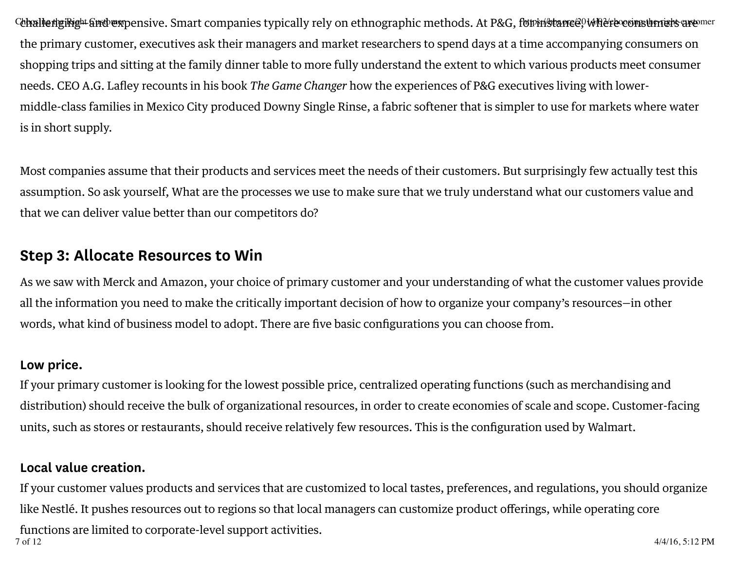challenging—and expensive. Smart companies typically rely on ethnographic methods. At P&G, for instance, where consumers are the primary customer, executives ask their managers and market researchers to spend days at a time accompanying consumers on shopping trips and sitting at the family dinner table to more fully understand the extent to which various products meet consumer needs. CEO A.G. Lafley recounts in his book *The Game Changer* how the experiences of P&G executives living with lower-middle-class families in Mexico City produced Downy Single Rinse, a fabric softener that is simpler to use for markets where water is in short supply.

Most companies assume that their products and services meet the needs of their customers. But surprisingly few actually test this assumption. So ask yourself, What are the processes we use to make sure that we truly understand what our customers value and that we can deliver value better than our competitors do?

## Step 3: Allocate Resources to Win

As we saw with Merck and Amazon, your choice of primary customer and your understanding of what the customer values provide all the information you need to make the critically important decision of how to organize your company's resources—in other words, what kind of business model to adopt. There are five basic configurations you can choose from.

**Low price.**
If your primary customer is looking for the lowest possible price, centralized operating functions (such as merchandising and distribution) should receive the bulk of organizational resources, in order to create economies of scale and scope. Customer-facing units, such as stores or restaurants, should receive relatively few resources. This is the configuration used by Walmart.

**Local value creation.**
If your customer values products and services that are customized to local tastes, preferences, and regulations, you should organize like Nestlé. It pushes resources out to regions so that local managers can customize product offerings, while operating core functions are limited to corporate-level support activities.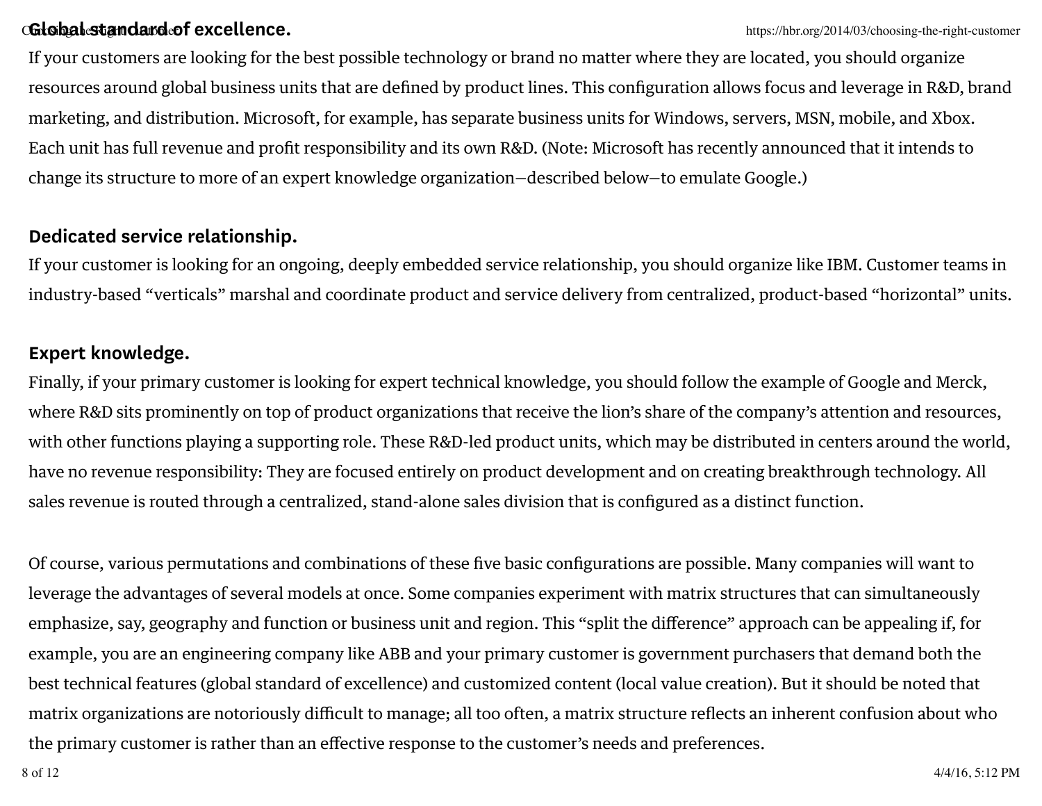**Global standard of excellence.**

If your customers are looking for the best possible technology or brand no matter where they are located, you should organize resources around global business units that are defined by product lines. This configuration allows focus and leverage in R&D, brand marketing, and distribution. Microsoft, for example, has separate business units for Windows, servers, MSN, mobile, and Xbox. Each unit has full revenue and profit responsibility and its own R&D. (Note: Microsoft has recently announced that it intends to change its structure to more of an expert knowledge organization—described below—to emulate Google.)

**Dedicated service relationship.**

If your customer is looking for an ongoing, deeply embedded service relationship, you should organize like IBM. Customer teams in industry-based "verticals" marshal and coordinate product and service delivery from centralized, product-based "horizontal" units.

**Expert knowledge.**

Finally, if your primary customer is looking for expert technical knowledge, you should follow the example of Google and Merck, where R&D sits prominently on top of product organizations that receive the lion's share of the company's attention and resources, with other functions playing a supporting role. These R&D-led product units, which may be distributed in centers around the world, have no revenue responsibility: They are focused entirely on product development and on creating breakthrough technology. All sales revenue is routed through a centralized, stand-alone sales division that is configured as a distinct function.

Of course, various permutations and combinations of these five basic configurations are possible. Many companies will want to leverage the advantages of several models at once. Some companies experiment with matrix structures that can simultaneously emphasize, say, geography and function or business unit and region. This "split the difference" approach can be appealing if, for example, you are an engineering company like ABB and your primary customer is government purchasers that demand both the best technical features (global standard of excellence) and customized content (local value creation). But it should be noted that matrix organizations are notoriously difficult to manage; all too often, a matrix structure reflects an inherent confusion about who the primary customer is rather than an effective response to the customer's needs and preferences.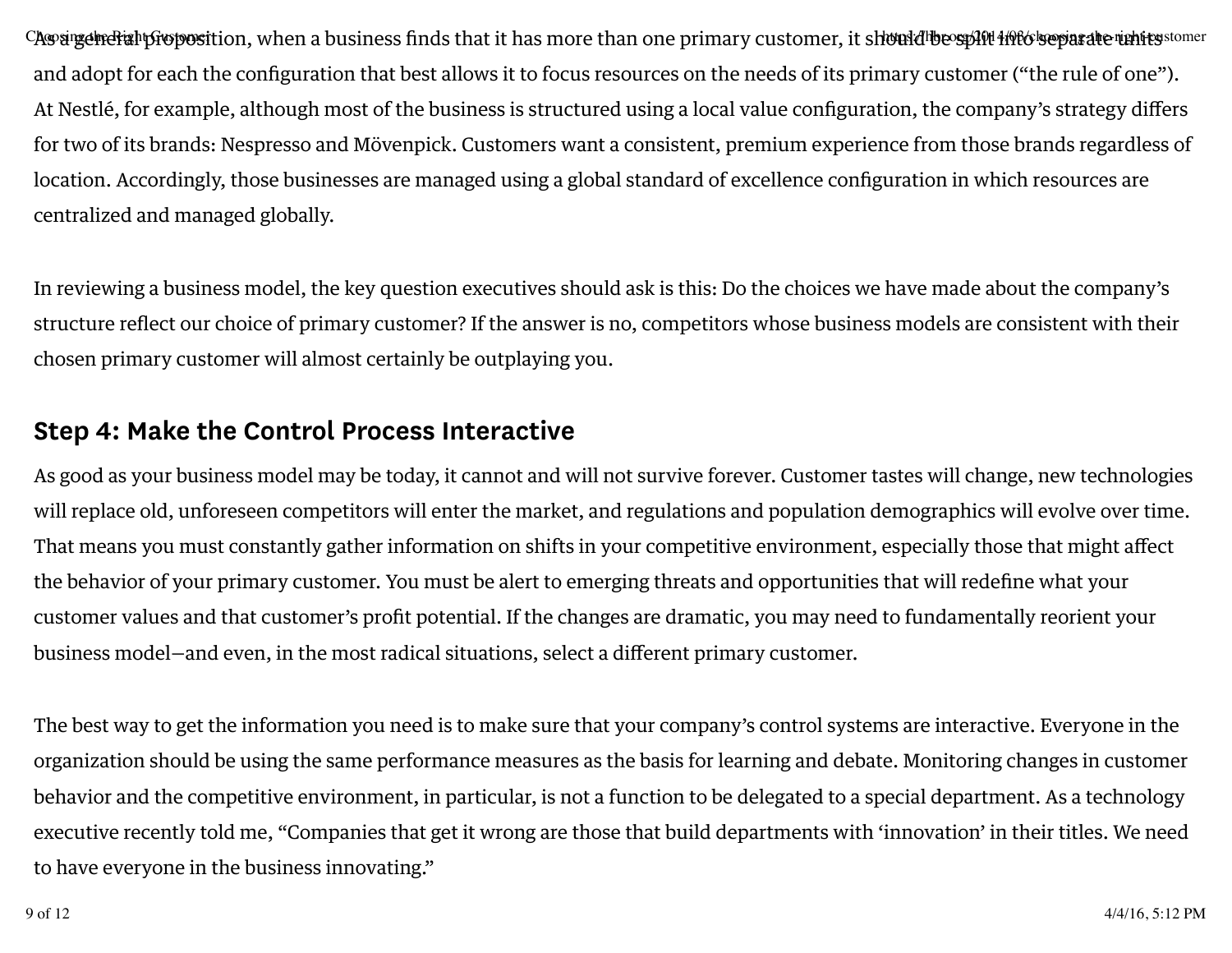As a general proposition, when a business finds that it has more than one primary customer, it should be split into separate units and adopt for each the configuration that best allows it to focus resources on the needs of its primary customer ("the rule of one"). At Nestlé, for example, although most of the business is structured using a local value configuration, the company's strategy differs for two of its brands: Nespresso and Mövenpick. Customers want a consistent, premium experience from those brands regardless of location. Accordingly, those businesses are managed using a global standard of excellence configuration in which resources are centralized and managed globally.

In reviewing a business model, the key question executives should ask is this: Do the choices we have made about the company's structure reflect our choice of primary customer? If the answer is no, competitors whose business models are consistent with their chosen primary customer will almost certainly be outplaying you.

## Step 4: Make the Control Process Interactive

As good as your business model may be today, it cannot and will not survive forever. Customer tastes will change, new technologies will replace old, unforeseen competitors will enter the market, and regulations and population demographics will evolve over time. That means you must constantly gather information on shifts in your competitive environment, especially those that might affect the behavior of your primary customer. You must be alert to emerging threats and opportunities that will redefine what your customer values and that customer's profit potential. If the changes are dramatic, you may need to fundamentally reorient your business model—and even, in the most radical situations, select a different primary customer.

The best way to get the information you need is to make sure that your company's control systems are interactive. Everyone in the organization should be using the same performance measures as the basis for learning and debate. Monitoring changes in customer behavior and the competitive environment, in particular, is not a function to be delegated to a special department. As a technology executive recently told me, "Companies that get it wrong are those that build departments with 'innovation' in their titles. We need to have everyone in the business innovating."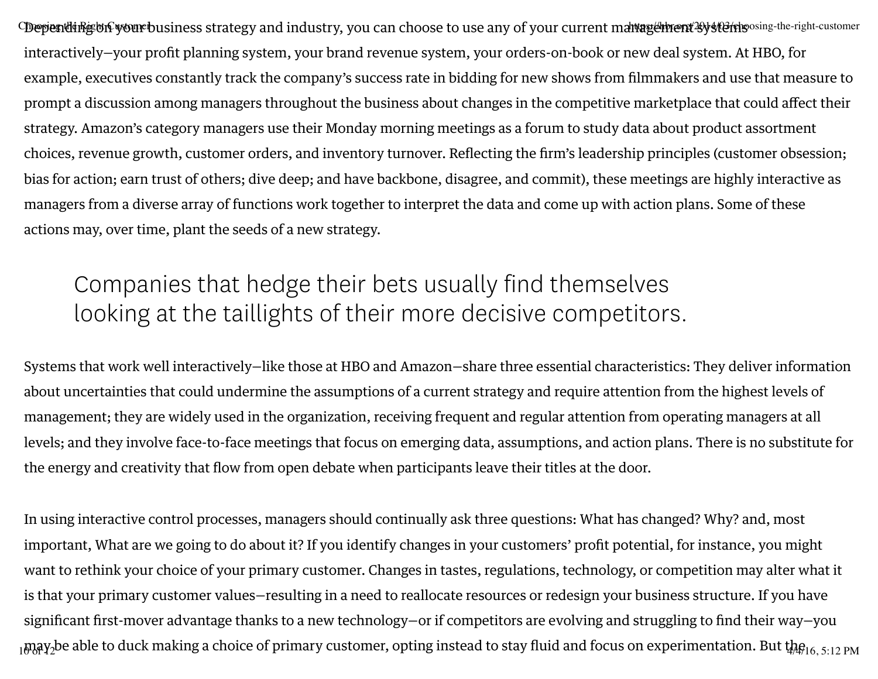Depending on your business strategy and industry, you can choose to use any of your current management systems interactively—your profit planning system, your brand revenue system, your orders-on-book or new deal system. At HBO, for example, executives constantly track the company's success rate in bidding for new shows from filmmakers and use that measure to prompt a discussion among managers throughout the business about changes in the competitive marketplace that could affect their strategy. Amazon's category managers use their Monday morning meetings as a forum to study data about product assortment choices, revenue growth, customer orders, and inventory turnover. Reflecting the firm's leadership principles (customer obsession; bias for action; earn trust of others; dive deep; and have backbone, disagree, and commit), these meetings are highly interactive as managers from a diverse array of functions work together to interpret the data and come up with action plans. Some of these actions may, over time, plant the seeds of a new strategy.

> Companies that hedge their bets usually find themselves looking at the taillights of their more decisive competitors.

Systems that work well interactively—like those at HBO and Amazon—share three essential characteristics: They deliver information about uncertainties that could undermine the assumptions of a current strategy and require attention from the highest levels of management; they are widely used in the organization, receiving frequent and regular attention from operating managers at all levels; and they involve face-to-face meetings that focus on emerging data, assumptions, and action plans. There is no substitute for the energy and creativity that flow from open debate when participants leave their titles at the door.

In using interactive control processes, managers should continually ask three questions: What has changed? Why? and, most important, What are we going to do about it? If you identify changes in your customers' profit potential, for instance, you might want to rethink your choice of your primary customer. Changes in tastes, regulations, technology, or competition may alter what it is that your primary customer values—resulting in a need to reallocate resources or redesign your business structure. If you have significant first-mover advantage thanks to a new technology—or if competitors are evolving and struggling to find their way—you may be able to duck making a choice of primary customer, opting instead to stay fluid and focus on experimentation. But the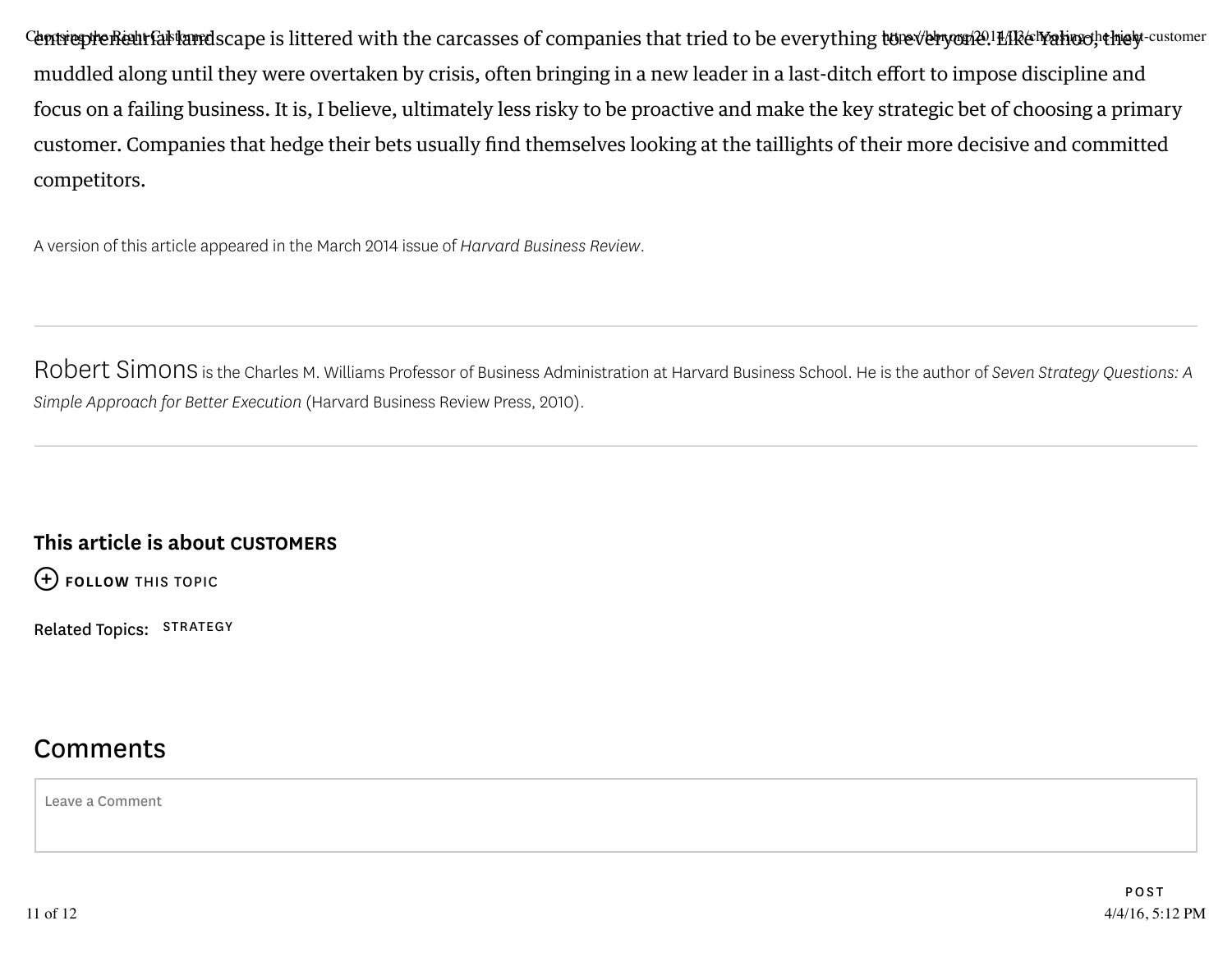entrepreneurial landscape is littered with the carcasses of companies that tried to be everything to everyone. Like Yahoo, they muddled along until they were overtaken by crisis, often bringing in a new leader in a last-ditch effort to impose discipline and focus on a failing business. It is, I believe, ultimately less risky to be proactive and make the key strategic bet of choosing a primary customer. Companies that hedge their bets usually find themselves looking at the taillights of their more decisive and committed competitors.

A version of this article appeared in the March 2014 issue of *Harvard Business Review*.

---

Robert Simons is the Charles M. Williams Professor of Business Administration at Harvard Business School. He is the author of *Seven Strategy Questions: A Simple Approach for Better Execution* (Harvard Business Review Press, 2010).

---

**This article is about CUSTOMERS**

FOLLOW THIS TOPIC

Related Topics: STRATEGY

## Comments

Leave a Comment

POST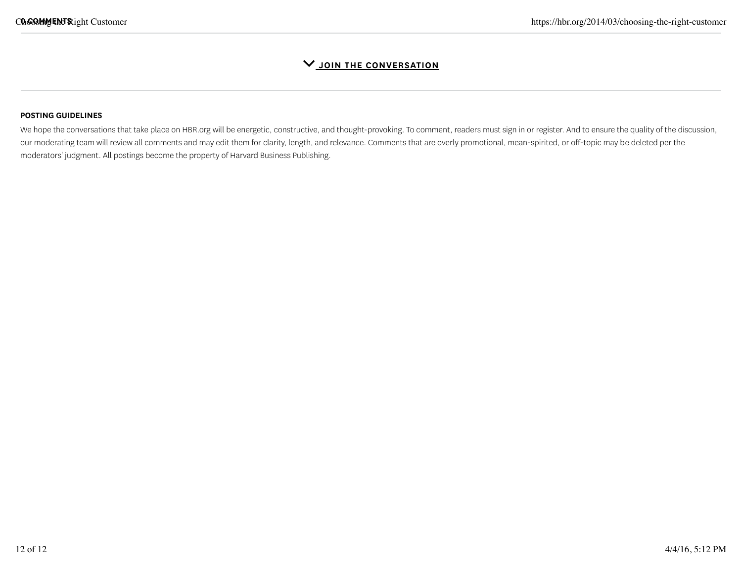**0 COMMENTS**

**JOIN THE CONVERSATION**

**POSTING GUIDELINES**

We hope the conversations that take place on HBR.org will be energetic, constructive, and thought-provoking. To comment, readers must sign in or register. And to ensure the quality of the discussion, our moderating team will review all comments and may edit them for clarity, length, and relevance. Comments that are overly promotional, mean-spirited, or off-topic may be deleted per the moderators' judgment. All postings become the property of Harvard Business Publishing.